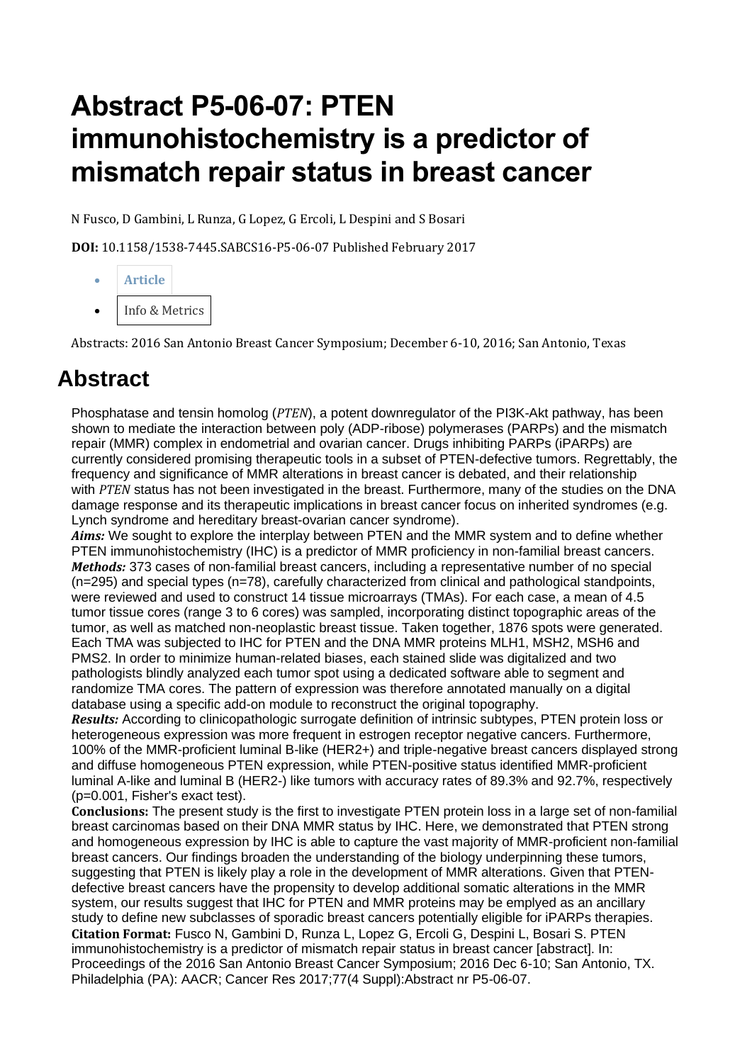# Abstract P5-06-07: PTEN immunohistochemistry is a predictor of mismatch repair status in breast cancer

N Fusco, D Gambini, L Runza, G Lopez, G Ercoli, L Despini and S Bosari

**DOI:** 10.1158/1538-7445.SABCS16-P5-06-07 Published February 2017

- Article
- Info & Metrics

Abstracts: 2016 San Antonio Breast Cancer Symposium; December 6-10, 2016; San Antonio, Texas

## Abstract

Phosphatase and tensin homolog (*PTEN*), a potent downregulator of the PI3K-Akt pathway, has been shown to mediate the interaction between poly (ADP-ribose) polymerases (PARPs) and the mismatch repair (MMR) complex in endometrial and ovarian cancer. Drugs inhibiting PARPs (iPARPs) are currently considered promising therapeutic tools in a subset of PTEN-defective tumors. Regrettably, the frequency and significance of MMR alterations in breast cancer is debated, and their relationship with *PTEN* status has not been investigated in the breast. Furthermore, many of the studies on the DNA damage response and its therapeutic implications in breast cancer focus on inherited syndromes (e.g. Lynch syndrome and hereditary breast-ovarian cancer syndrome).

***Aims:*** We sought to explore the interplay between PTEN and the MMR system and to define whether PTEN immunohistochemistry (IHC) is a predictor of MMR proficiency in non-familial breast cancers.

***Methods:*** 373 cases of non-familial breast cancers, including a representative number of no special (n=295) and special types (n=78), carefully characterized from clinical and pathological standpoints, were reviewed and used to construct 14 tissue microarrays (TMAs). For each case, a mean of 4.5 tumor tissue cores (range 3 to 6 cores) was sampled, incorporating distinct topographic areas of the tumor, as well as matched non-neoplastic breast tissue. Taken together, 1876 spots were generated. Each TMA was subjected to IHC for PTEN and the DNA MMR proteins MLH1, MSH2, MSH6 and PMS2. In order to minimize human-related biases, each stained slide was digitalized and two pathologists blindly analyzed each tumor spot using a dedicated software able to segment and randomize TMA cores. The pattern of expression was therefore annotated manually on a digital database using a specific add-on module to reconstruct the original topography.

***Results:*** According to clinicopathologic surrogate definition of intrinsic subtypes, PTEN protein loss or heterogeneous expression was more frequent in estrogen receptor negative cancers. Furthermore, 100% of the MMR-proficient luminal B-like (HER2+) and triple-negative breast cancers displayed strong and diffuse homogeneous PTEN expression, while PTEN-positive status identified MMR-proficient luminal A-like and luminal B (HER2-) like tumors with accuracy rates of 89.3% and 92.7%, respectively ($p=0.001$, Fisher's exact test).

**Conclusions:** The present study is the first to investigate PTEN protein loss in a large set of non-familial breast carcinomas based on their DNA MMR status by IHC. Here, we demonstrated that PTEN strong and homogeneous expression by IHC is able to capture the vast majority of MMR-proficient non-familial breast cancers. Our findings broaden the understanding of the biology underpinning these tumors, suggesting that PTEN is likely play a role in the development of MMR alterations. Given that PTEN-defective breast cancers have the propensity to develop additional somatic alterations in the MMR system, our results suggest that IHC for PTEN and MMR proteins may be emplyed as an ancillary study to define new subclasses of sporadic breast cancers potentially eligible for iPARPs therapies.

**Citation Format:** Fusco N, Gambini D, Runza L, Lopez G, Ercoli G, Despini L, Bosari S. PTEN immunohistochemistry is a predictor of mismatch repair status in breast cancer [abstract]. In: Proceedings of the 2016 San Antonio Breast Cancer Symposium; 2016 Dec 6-10; San Antonio, TX. Philadelphia (PA): AACR; Cancer Res 2017;77(4 Suppl):Abstract nr P5-06-07.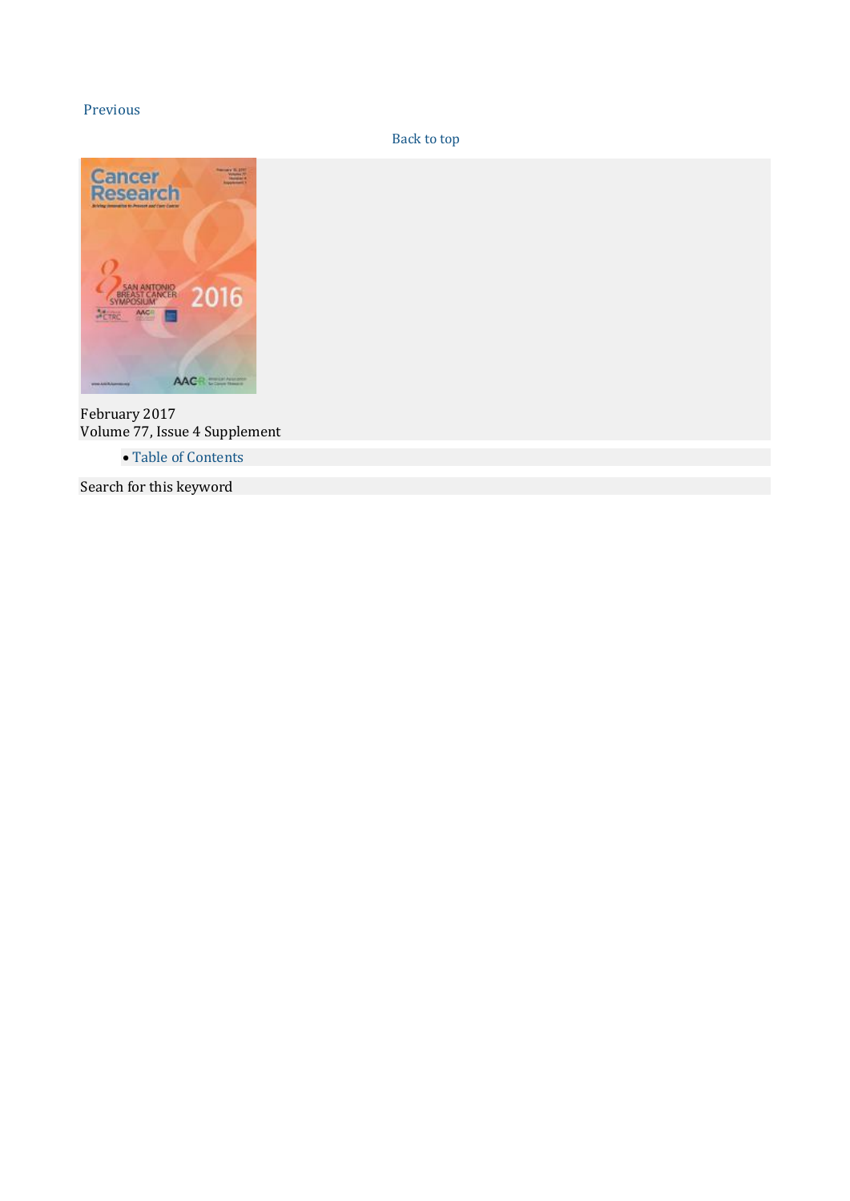Previous

Back to top

February 2017
Volume 77, Issue 4 Supplement

- Table of Contents

Search for this keyword